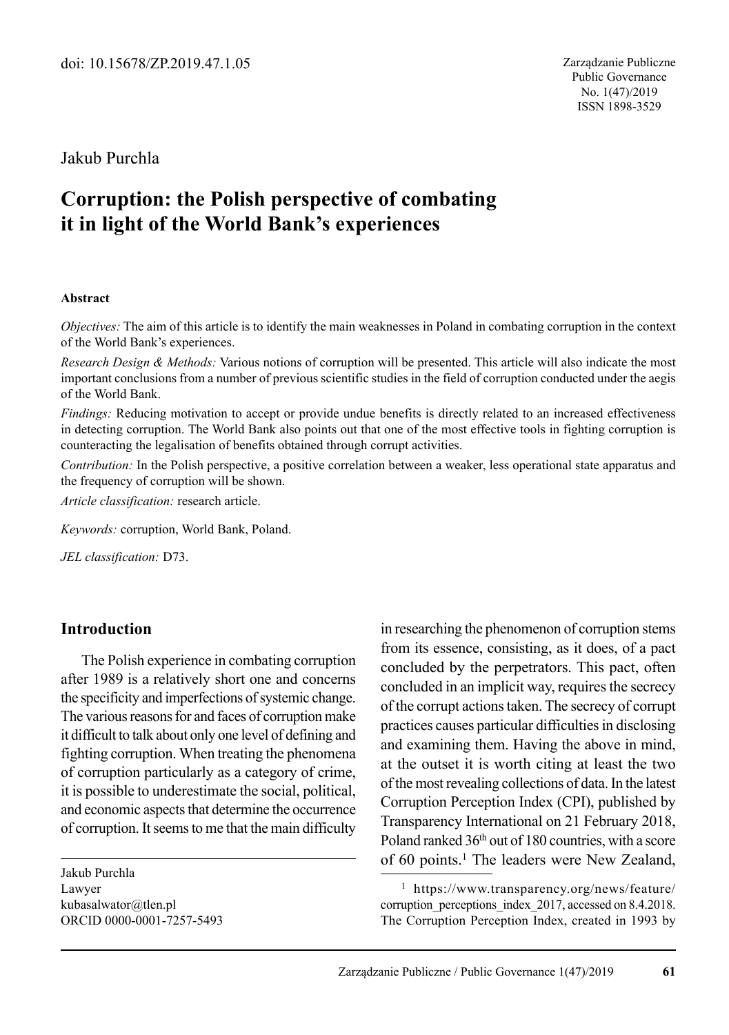doi: 10.15678/ZP.2019.47.1.05

Jakub Purchla

# Corruption: the Polish perspective of combating it in light of the World Bank's experiences

**Abstract**

*Objectives:* The aim of this article is to identify the main weaknesses in Poland in combating corruption in the context of the World Bank's experiences.

*Research Design & Methods:* Various notions of corruption will be presented. This article will also indicate the most important conclusions from a number of previous scientific studies in the field of corruption conducted under the aegis of the World Bank.

*Findings:* Reducing motivation to accept or provide undue benefits is directly related to an increased effectiveness in detecting corruption. The World Bank also points out that one of the most effective tools in fighting corruption is counteracting the legalisation of benefits obtained through corrupt activities.

*Contribution:* In the Polish perspective, a positive correlation between a weaker, less operational state apparatus and the frequency of corruption will be shown.

*Article classification:* research article.

*Keywords:* corruption, World Bank, Poland.

*JEL classification:* D73.

## Introduction

The Polish experience in combating corruption after 1989 is a relatively short one and concerns the specificity and imperfections of systemic change. The various reasons for and faces of corruption make it difficult to talk about only one level of defining and fighting corruption. When treating the phenomena of corruption particularly as a category of crime, it is possible to underestimate the social, political, and economic aspects that determine the occurrence of corruption. It seems to me that the main difficulty in researching the phenomenon of corruption stems from its essence, consisting, as it does, of a pact concluded by the perpetrators. This pact, often concluded in an implicit way, requires the secrecy of the corrupt actions taken. The secrecy of corrupt practices causes particular difficulties in disclosing and examining them. Having the above in mind, at the outset it is worth citing at least the two of the most revealing collections of data. In the latest Corruption Perception Index (CPI), published by Transparency International on 21 February 2018, Poland ranked 36th out of 180 countries, with a score of 60 points.[1] The leaders were New Zealand,

Jakub Purchla
Lawyer
kubasalwator@tlen.pl
ORCID 0000-0001-7257-5493

[1] https://www.transparency.org/news/feature/corruption_perceptions_index_2017, accessed on 8.4.2018. The Corruption Perception Index, created in 1993 by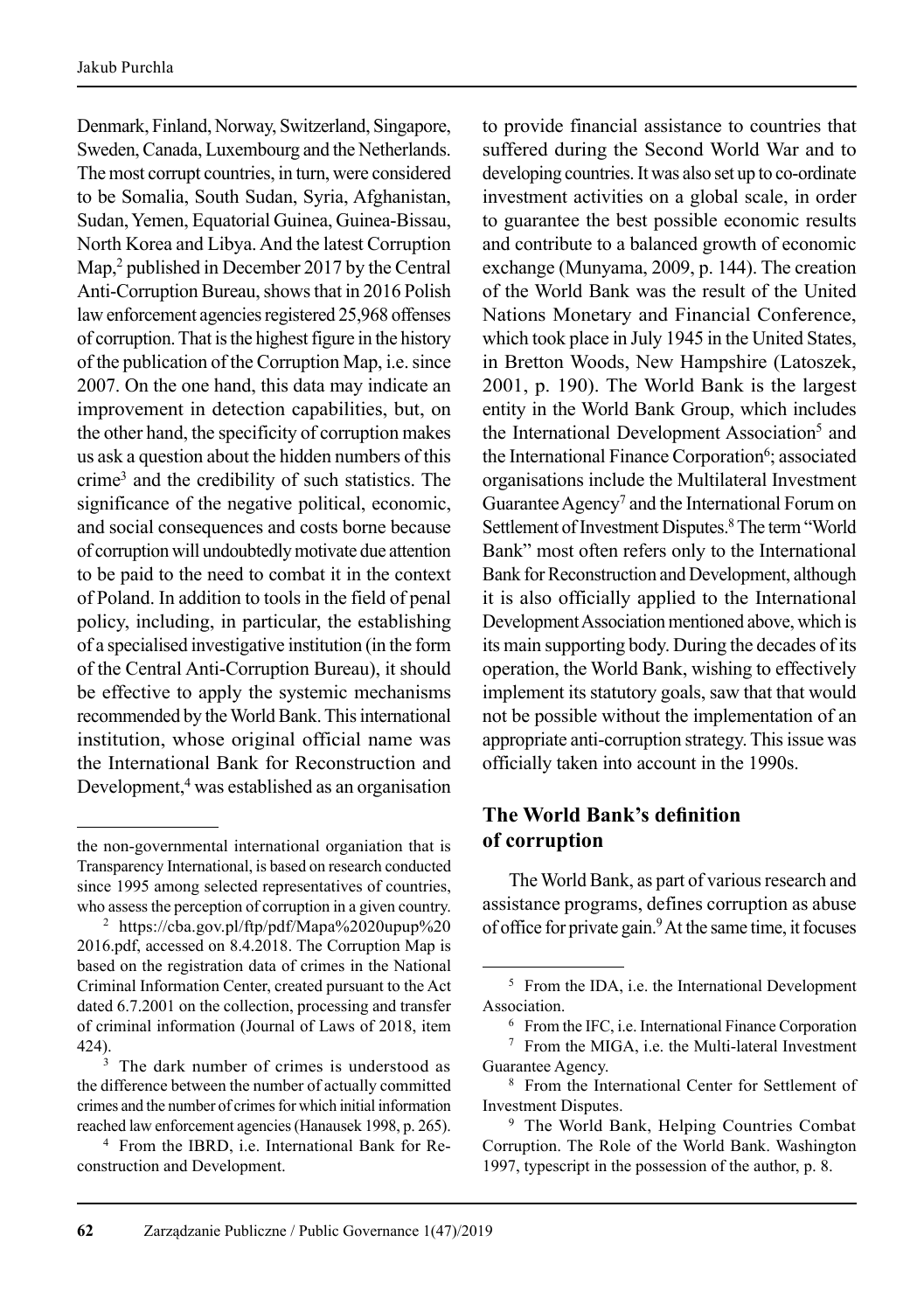Denmark, Finland, Norway, Switzerland, Singapore, Sweden, Canada, Luxembourg and the Netherlands. The most corrupt countries, in turn, were considered to be Somalia, South Sudan, Syria, Afghanistan, Sudan, Yemen, Equatorial Guinea, Guinea-Bissau, North Korea and Libya. And the latest Corruption Map,[2] published in December 2017 by the Central Anti-Corruption Bureau, shows that in 2016 Polish law enforcement agencies registered 25,968 offenses of corruption. That is the highest figure in the history of the publication of the Corruption Map, i.e. since 2007. On the one hand, this data may indicate an improvement in detection capabilities, but, on the other hand, the specificity of corruption makes us ask a question about the hidden numbers of this crime[3] and the credibility of such statistics. The significance of the negative political, economic, and social consequences and costs borne because of corruption will undoubtedly motivate due attention to be paid to the need to combat it in the context of Poland. In addition to tools in the field of penal policy, including, in particular, the establishing of a specialised investigative institution (in the form of the Central Anti-Corruption Bureau), it should be effective to apply the systemic mechanisms recommended by the World Bank. This international institution, whose original official name was the International Bank for Reconstruction and Development,[4] was established as an organisation to provide financial assistance to countries that suffered during the Second World War and to developing countries. It was also set up to co-ordinate investment activities on a global scale, in order to guarantee the best possible economic results and contribute to a balanced growth of economic exchange (Munyama, 2009, p. 144). The creation of the World Bank was the result of the United Nations Monetary and Financial Conference, which took place in July 1945 in the United States, in Bretton Woods, New Hampshire (Latoszek, 2001, p. 190). The World Bank is the largest entity in the World Bank Group, which includes the International Development Association[5] and the International Finance Corporation[6]; associated organisations include the Multilateral Investment Guarantee Agency[7] and the International Forum on Settlement of Investment Disputes.[8] The term "World Bank" most often refers only to the International Bank for Reconstruction and Development, although it is also officially applied to the International Development Association mentioned above, which is its main supporting body. During the decades of its operation, the World Bank, wishing to effectively implement its statutory goals, saw that that would not be possible without the implementation of an appropriate anti-corruption strategy. This issue was officially taken into account in the 1990s.

## The World Bank's definition of corruption

The World Bank, as part of various research and assistance programs, defines corruption as abuse of office for private gain.[9] At the same time, it focuses

---

the non-governmental international organiation that is Transparency International, is based on research conducted since 1995 among selected representatives of countries, who assess the perception of corruption in a given country.

[2] https://cba.gov.pl/ftp/pdf/Mapa%20upup%20 2016.pdf, accessed on 8.4.2018. The Corruption Map is based on the registration data of crimes in the National Criminal Information Center, created pursuant to the Act dated 6.7.2001 on the collection, processing and transfer of criminal information (Journal of Laws of 2018, item 424).

[3] The dark number of crimes is understood as the difference between the number of actually committed crimes and the number of crimes for which initial information reached law enforcement agencies (Hanausek 1998, p. 265).

[4] From the IBRD, i.e. International Bank for Reconstruction and Development.

[5] From the IDA, i.e. the International Development Association.

[6] From the IFC, i.e. International Finance Corporation

[7] From the MIGA, i.e. the Multi-lateral Investment Guarantee Agency.

[8] From the International Center for Settlement of Investment Disputes.

[9] The World Bank, Helping Countries Combat Corruption. The Role of the World Bank. Washington 1997, typescript in the possession of the author, p. 8.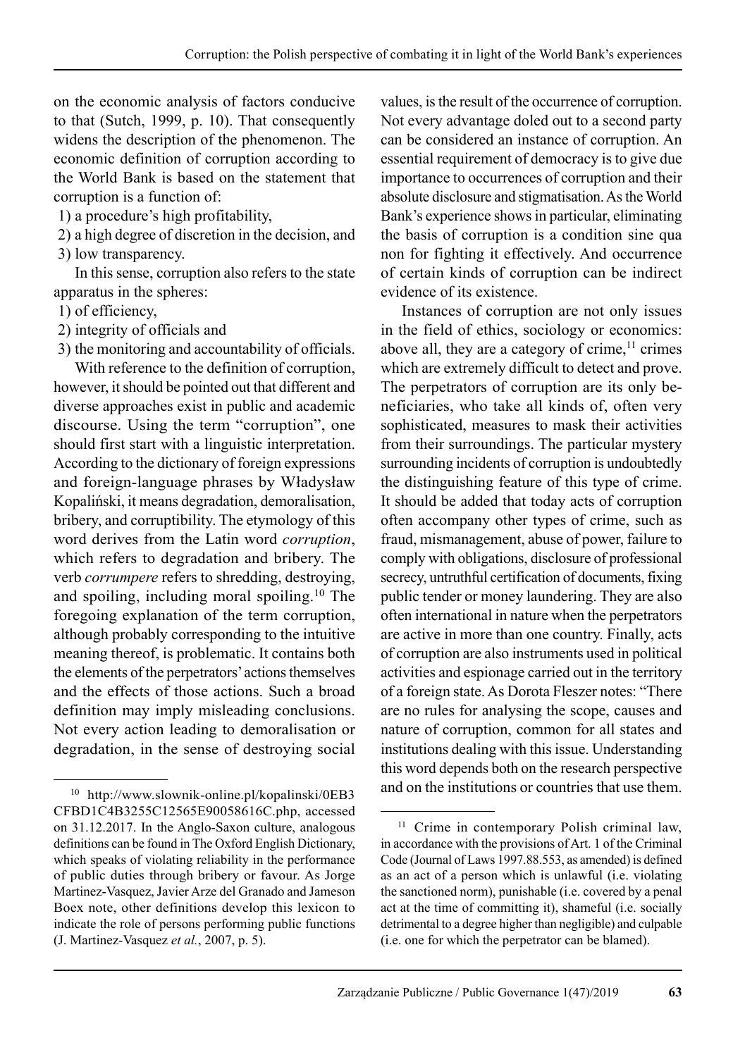on the economic analysis of factors conducive to that (Sutch, 1999, p. 10). That consequently widens the description of the phenomenon. The economic definition of corruption according to the World Bank is based on the statement that corruption is a function of:

1) a procedure's high profitability,
2) a high degree of discretion in the decision, and
3) low transparency.

In this sense, corruption also refers to the state apparatus in the spheres:

1) of efficiency,
2) integrity of officials and
3) the monitoring and accountability of officials.

With reference to the definition of corruption, however, it should be pointed out that different and diverse approaches exist in public and academic discourse. Using the term "corruption", one should first start with a linguistic interpretation. According to the dictionary of foreign expressions and foreign-language phrases by Władysław Kopaliński, it means degradation, demoralisation, bribery, and corruptibility. The etymology of this word derives from the Latin word *corruption*, which refers to degradation and bribery. The verb *corrumpere* refers to shredding, destroying, and spoiling, including moral spoiling.[10] The foregoing explanation of the term corruption, although probably corresponding to the intuitive meaning thereof, is problematic. It contains both the elements of the perpetrators' actions themselves and the effects of those actions. Such a broad definition may imply misleading conclusions. Not every action leading to demoralisation or degradation, in the sense of destroying social values, is the result of the occurrence of corruption. Not every advantage doled out to a second party can be considered an instance of corruption. An essential requirement of democracy is to give due importance to occurrences of corruption and their absolute disclosure and stigmatisation. As the World Bank's experience shows in particular, eliminating the basis of corruption is a condition sine qua non for fighting it effectively. And occurrence of certain kinds of corruption can be indirect evidence of its existence.

Instances of corruption are not only issues in the field of ethics, sociology or economics: above all, they are a category of crime,[11] crimes which are extremely difficult to detect and prove. The perpetrators of corruption are its only beneficiaries, who take all kinds of, often very sophisticated, measures to mask their activities from their surroundings. The particular mystery surrounding incidents of corruption is undoubtedly the distinguishing feature of this type of crime. It should be added that today acts of corruption often accompany other types of crime, such as fraud, mismanagement, abuse of power, failure to comply with obligations, disclosure of professional secrecy, untruthful certification of documents, fixing public tender or money laundering. They are also often international in nature when the perpetrators are active in more than one country. Finally, acts of corruption are also instruments used in political activities and espionage carried out in the territory of a foreign state. As Dorota Fleszer notes: "There are no rules for analysing the scope, causes and nature of corruption, common for all states and institutions dealing with this issue. Understanding this word depends both on the research perspective and on the institutions or countries that use them.

---

[10] http://www.slownik-online.pl/kopalinski/0EB3CFBD1C4B3255C12565E90058616C.php, accessed on 31.12.2017. In the Anglo-Saxon culture, analogous definitions can be found in The Oxford English Dictionary, which speaks of violating reliability in the performance of public duties through bribery or favour. As Jorge Martinez-Vasquez, Javier Arze del Granado and Jameson Boex note, other definitions develop this lexicon to indicate the role of persons performing public functions (J. Martinez-Vasquez *et al.*, 2007, p. 5).

[11] Crime in contemporary Polish criminal law, in accordance with the provisions of Art. 1 of the Criminal Code (Journal of Laws 1997.88.553, as amended) is defined as an act of a person which is unlawful (i.e. violating the sanctioned norm), punishable (i.e. covered by a penal act at the time of committing it), shameful (i.e. socially detrimental to a degree higher than negligible) and culpable (i.e. one for which the perpetrator can be blamed).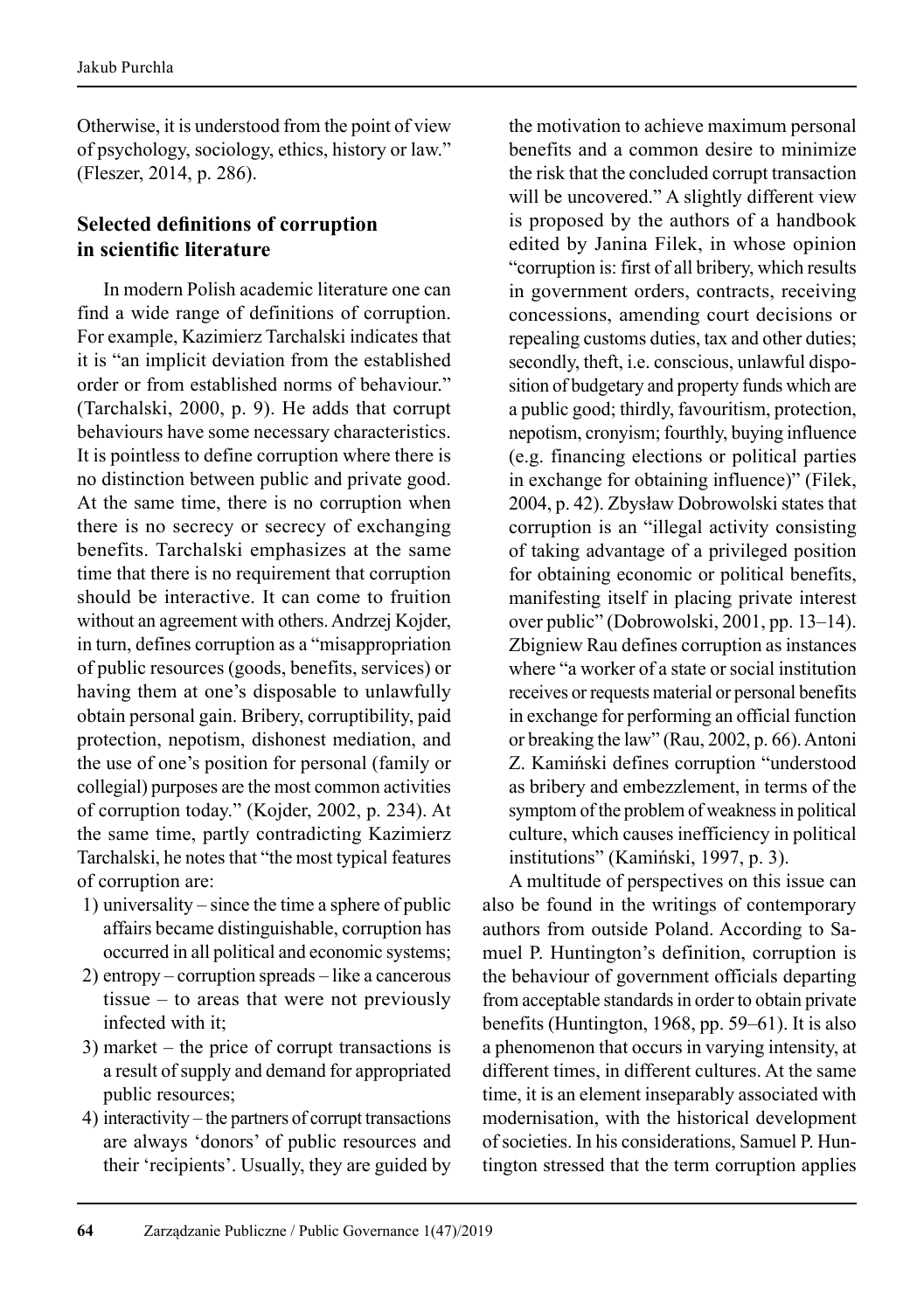Otherwise, it is understood from the point of view of psychology, sociology, ethics, history or law." (Fleszer, 2014, p. 286).

## Selected definitions of corruption in scientific literature

In modern Polish academic literature one can find a wide range of definitions of corruption. For example, Kazimierz Tarchalski indicates that it is "an implicit deviation from the established order or from established norms of behaviour." (Tarchalski, 2000, p. 9). He adds that corrupt behaviours have some necessary characteristics. It is pointless to define corruption where there is no distinction between public and private good. At the same time, there is no corruption when there is no secrecy or secrecy of exchanging benefits. Tarchalski emphasizes at the same time that there is no requirement that corruption should be interactive. It can come to fruition without an agreement with others. Andrzej Kojder, in turn, defines corruption as a "misappropriation of public resources (goods, benefits, services) or having them at one's disposable to unlawfully obtain personal gain. Bribery, corruptibility, paid protection, nepotism, dishonest mediation, and the use of one's position for personal (family or collegial) purposes are the most common activities of corruption today." (Kojder, 2002, p. 234). At the same time, partly contradicting Kazimierz Tarchalski, he notes that "the most typical features of corruption are:

1) universality – since the time a sphere of public affairs became distinguishable, corruption has occurred in all political and economic systems;
2) entropy – corruption spreads – like a cancerous tissue – to areas that were not previously infected with it;
3) market – the price of corrupt transactions is a result of supply and demand for appropriated public resources;
4) interactivity – the partners of corrupt transactions are always 'donors' of public resources and their 'recipients'. Usually, they are guided by the motivation to achieve maximum personal benefits and a common desire to minimize the risk that the concluded corrupt transaction will be uncovered." A slightly different view is proposed by the authors of a handbook edited by Janina Filek, in whose opinion "corruption is: first of all bribery, which results in government orders, contracts, receiving concessions, amending court decisions or repealing customs duties, tax and other duties; secondly, theft, i.e. conscious, unlawful disposition of budgetary and property funds which are a public good; thirdly, favouritism, protection, nepotism, cronyism; fourthly, buying influence (e.g. financing elections or political parties in exchange for obtaining influence)" (Filek, 2004, p. 42). Zbysław Dobrowolski states that corruption is an "illegal activity consisting of taking advantage of a privileged position for obtaining economic or political benefits, manifesting itself in placing private interest over public" (Dobrowolski, 2001, pp. 13–14). Zbigniew Rau defines corruption as instances where "a worker of a state or social institution receives or requests material or personal benefits in exchange for performing an official function or breaking the law" (Rau, 2002, p. 66). Antoni Z. Kamiński defines corruption "understood as bribery and embezzlement, in terms of the symptom of the problem of weakness in political culture, which causes inefficiency in political institutions" (Kamiński, 1997, p. 3).

A multitude of perspectives on this issue can also be found in the writings of contemporary authors from outside Poland. According to Samuel P. Huntington's definition, corruption is the behaviour of government officials departing from acceptable standards in order to obtain private benefits (Huntington, 1968, pp. 59–61). It is also a phenomenon that occurs in varying intensity, at different times, in different cultures. At the same time, it is an element inseparably associated with modernisation, with the historical development of societies. In his considerations, Samuel P. Huntington stressed that the term corruption applies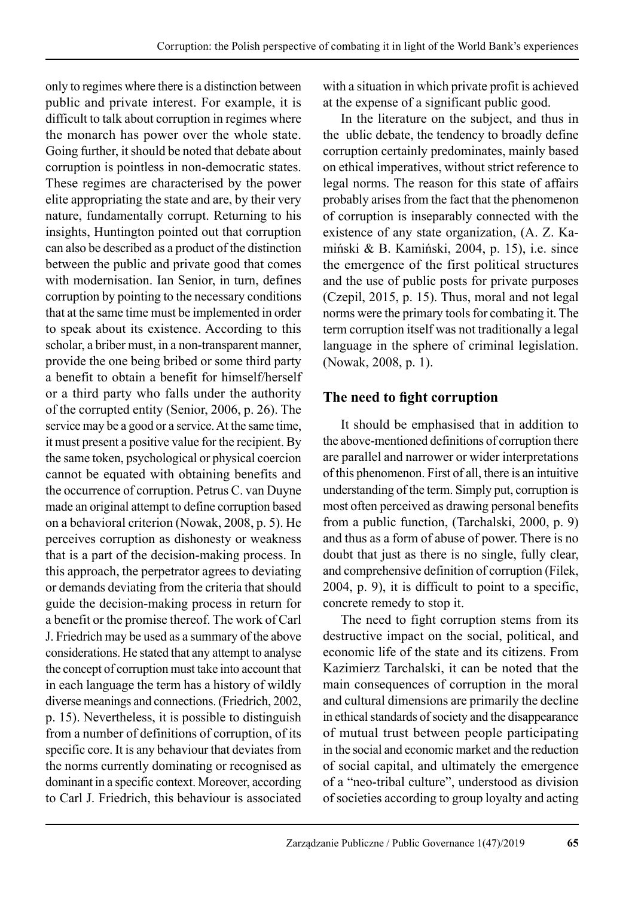only to regimes where there is a distinction between public and private interest. For example, it is difficult to talk about corruption in regimes where the monarch has power over the whole state. Going further, it should be noted that debate about corruption is pointless in non-democratic states. These regimes are characterised by the power elite appropriating the state and are, by their very nature, fundamentally corrupt. Returning to his insights, Huntington pointed out that corruption can also be described as a product of the distinction between the public and private good that comes with modernisation. Ian Senior, in turn, defines corruption by pointing to the necessary conditions that at the same time must be implemented in order to speak about its existence. According to this scholar, a briber must, in a non-transparent manner, provide the one being bribed or some third party a benefit to obtain a benefit for himself/herself or a third party who falls under the authority of the corrupted entity (Senior, 2006, p. 26). The service may be a good or a service. At the same time, it must present a positive value for the recipient. By the same token, psychological or physical coercion cannot be equated with obtaining benefits and the occurrence of corruption. Petrus C. van Duyne made an original attempt to define corruption based on a behavioral criterion (Nowak, 2008, p. 5). He perceives corruption as dishonesty or weakness that is a part of the decision-making process. In this approach, the perpetrator agrees to deviating or demands deviating from the criteria that should guide the decision-making process in return for a benefit or the promise thereof. The work of Carl J. Friedrich may be used as a summary of the above considerations. He stated that any attempt to analyse the concept of corruption must take into account that in each language the term has a history of wildly diverse meanings and connections. (Friedrich, 2002, p. 15). Nevertheless, it is possible to distinguish from a number of definitions of corruption, of its specific core. It is any behaviour that deviates from the norms currently dominating or recognised as dominant in a specific context. Moreover, according to Carl J. Friedrich, this behaviour is associated with a situation in which private profit is achieved at the expense of a significant public good.

In the literature on the subject, and thus in the ublic debate, the tendency to broadly define corruption certainly predominates, mainly based on ethical imperatives, without strict reference to legal norms. The reason for this state of affairs probably arises from the fact that the phenomenon of corruption is inseparably connected with the existence of any state organization, (A. Z. Kamiński & B. Kamiński, 2004, p. 15), i.e. since the emergence of the first political structures and the use of public posts for private purposes (Czepil, 2015, p. 15). Thus, moral and not legal norms were the primary tools for combating it. The term corruption itself was not traditionally a legal language in the sphere of criminal legislation. (Nowak, 2008, p. 1).

## The need to fight corruption

It should be emphasised that in addition to the above-mentioned definitions of corruption there are parallel and narrower or wider interpretations of this phenomenon. First of all, there is an intuitive understanding of the term. Simply put, corruption is most often perceived as drawing personal benefits from a public function, (Tarchalski, 2000, p. 9) and thus as a form of abuse of power. There is no doubt that just as there is no single, fully clear, and comprehensive definition of corruption (Filek, 2004, p. 9), it is difficult to point to a specific, concrete remedy to stop it.

The need to fight corruption stems from its destructive impact on the social, political, and economic life of the state and its citizens. From Kazimierz Tarchalski, it can be noted that the main consequences of corruption in the moral and cultural dimensions are primarily the decline in ethical standards of society and the disappearance of mutual trust between people participating in the social and economic market and the reduction of social capital, and ultimately the emergence of a "neo-tribal culture", understood as division of societies according to group loyalty and acting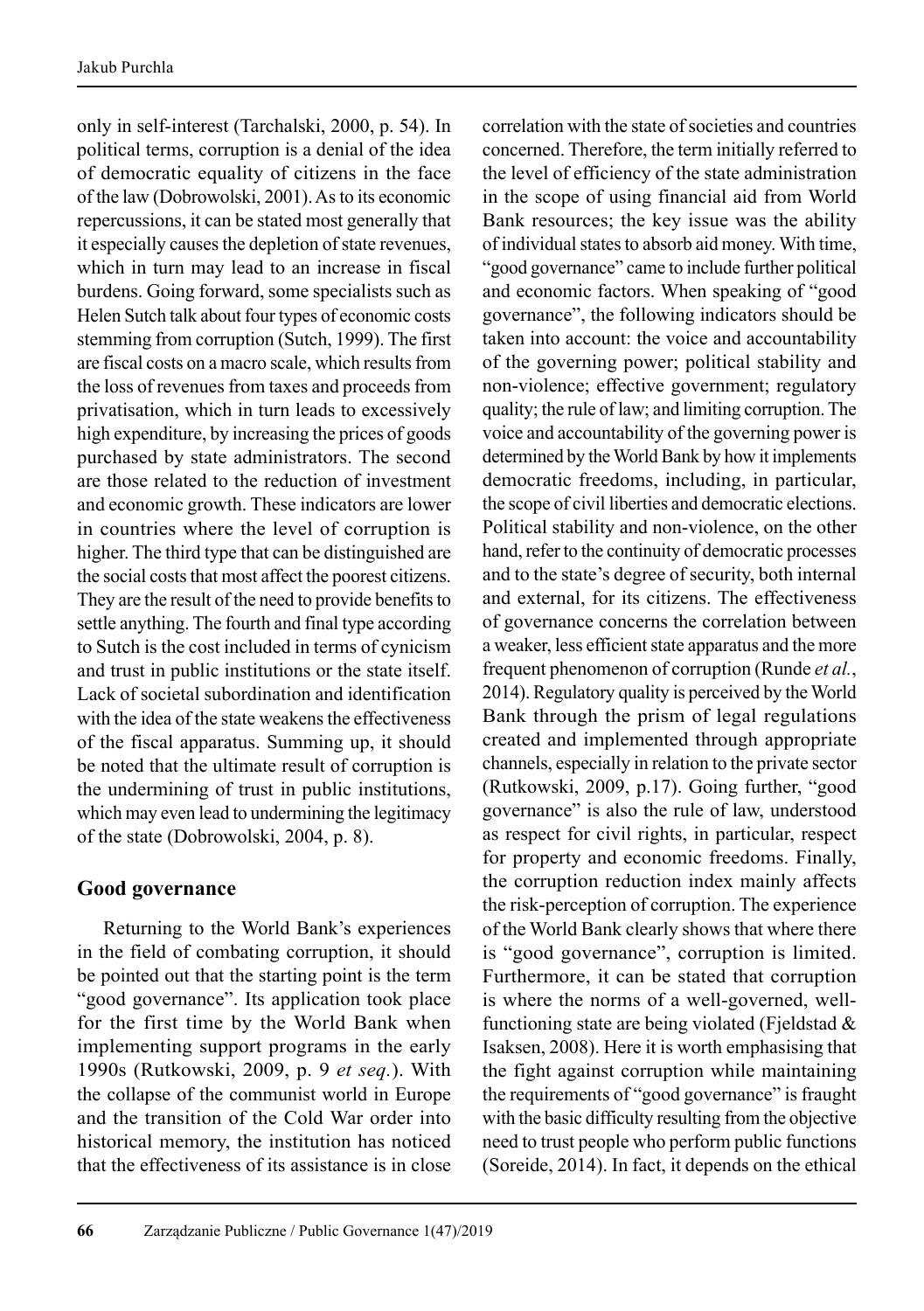only in self-interest (Tarchalski, 2000, p. 54). In political terms, corruption is a denial of the idea of democratic equality of citizens in the face of the law (Dobrowolski, 2001). As to its economic repercussions, it can be stated most generally that it especially causes the depletion of state revenues, which in turn may lead to an increase in fiscal burdens. Going forward, some specialists such as Helen Sutch talk about four types of economic costs stemming from corruption (Sutch, 1999). The first are fiscal costs on a macro scale, which results from the loss of revenues from taxes and proceeds from privatisation, which in turn leads to excessively high expenditure, by increasing the prices of goods purchased by state administrators. The second are those related to the reduction of investment and economic growth. These indicators are lower in countries where the level of corruption is higher. The third type that can be distinguished are the social costs that most affect the poorest citizens. They are the result of the need to provide benefits to settle anything. The fourth and final type according to Sutch is the cost included in terms of cynicism and trust in public institutions or the state itself. Lack of societal subordination and identification with the idea of the state weakens the effectiveness of the fiscal apparatus. Summing up, it should be noted that the ultimate result of corruption is the undermining of trust in public institutions, which may even lead to undermining the legitimacy of the state (Dobrowolski, 2004, p. 8).

## Good governance

Returning to the World Bank's experiences in the field of combating corruption, it should be pointed out that the starting point is the term "good governance". Its application took place for the first time by the World Bank when implementing support programs in the early 1990s (Rutkowski, 2009, p. 9 *et seq.*). With the collapse of the communist world in Europe and the transition of the Cold War order into historical memory, the institution has noticed that the effectiveness of its assistance is in close correlation with the state of societies and countries concerned. Therefore, the term initially referred to the level of efficiency of the state administration in the scope of using financial aid from World Bank resources; the key issue was the ability of individual states to absorb aid money. With time, "good governance" came to include further political and economic factors. When speaking of "good governance", the following indicators should be taken into account: the voice and accountability of the governing power; political stability and non-violence; effective government; regulatory quality; the rule of law; and limiting corruption. The voice and accountability of the governing power is determined by the World Bank by how it implements democratic freedoms, including, in particular, the scope of civil liberties and democratic elections. Political stability and non-violence, on the other hand, refer to the continuity of democratic processes and to the state's degree of security, both internal and external, for its citizens. The effectiveness of governance concerns the correlation between a weaker, less efficient state apparatus and the more frequent phenomenon of corruption (Runde *et al.*, 2014). Regulatory quality is perceived by the World Bank through the prism of legal regulations created and implemented through appropriate channels, especially in relation to the private sector (Rutkowski, 2009, p.17). Going further, "good governance" is also the rule of law, understood as respect for civil rights, in particular, respect for property and economic freedoms. Finally, the corruption reduction index mainly affects the risk-perception of corruption. The experience of the World Bank clearly shows that where there is "good governance", corruption is limited. Furthermore, it can be stated that corruption is where the norms of a well-governed, well-functioning state are being violated (Fjeldstad & Isaksen, 2008). Here it is worth emphasising that the fight against corruption while maintaining the requirements of "good governance" is fraught with the basic difficulty resulting from the objective need to trust people who perform public functions (Soreide, 2014). In fact, it depends on the ethical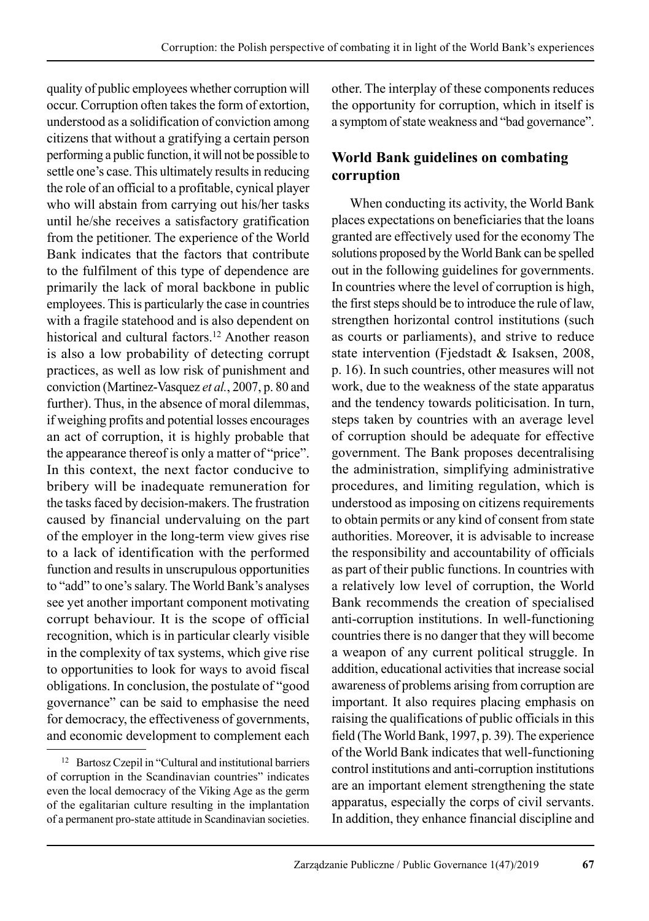quality of public employees whether corruption will occur. Corruption often takes the form of extortion, understood as a solidification of conviction among citizens that without a gratifying a certain person performing a public function, it will not be possible to settle one's case. This ultimately results in reducing the role of an official to a profitable, cynical player who will abstain from carrying out his/her tasks until he/she receives a satisfactory gratification from the petitioner. The experience of the World Bank indicates that the factors that contribute to the fulfilment of this type of dependence are primarily the lack of moral backbone in public employees. This is particularly the case in countries with a fragile statehood and is also dependent on historical and cultural factors.[12] Another reason is also a low probability of detecting corrupt practices, as well as low risk of punishment and conviction (Martinez-Vasquez *et al.*, 2007, p. 80 and further). Thus, in the absence of moral dilemmas, if weighing profits and potential losses encourages an act of corruption, it is highly probable that the appearance thereof is only a matter of "price". In this context, the next factor conducive to bribery will be inadequate remuneration for the tasks faced by decision-makers. The frustration caused by financial undervaluing on the part of the employer in the long-term view gives rise to a lack of identification with the performed function and results in unscrupulous opportunities to "add" to one's salary. The World Bank's analyses see yet another important component motivating corrupt behaviour. It is the scope of official recognition, which is in particular clearly visible in the complexity of tax systems, which give rise to opportunities to look for ways to avoid fiscal obligations. In conclusion, the postulate of "good governance" can be said to emphasise the need for democracy, the effectiveness of governments, and economic development to complement each other. The interplay of these components reduces the opportunity for corruption, which in itself is a symptom of state weakness and "bad governance".

## World Bank guidelines on combating corruption

When conducting its activity, the World Bank places expectations on beneficiaries that the loans granted are effectively used for the economy The solutions proposed by the World Bank can be spelled out in the following guidelines for governments. In countries where the level of corruption is high, the first steps should be to introduce the rule of law, strengthen horizontal control institutions (such as courts or parliaments), and strive to reduce state intervention (Fjedstadt & Isaksen, 2008, p. 16). In such countries, other measures will not work, due to the weakness of the state apparatus and the tendency towards politicisation. In turn, steps taken by countries with an average level of corruption should be adequate for effective government. The Bank proposes decentralising the administration, simplifying administrative procedures, and limiting regulation, which is understood as imposing on citizens requirements to obtain permits or any kind of consent from state authorities. Moreover, it is advisable to increase the responsibility and accountability of officials as part of their public functions. In countries with a relatively low level of corruption, the World Bank recommends the creation of specialised anti-corruption institutions. In well-functioning countries there is no danger that they will become a weapon of any current political struggle. In addition, educational activities that increase social awareness of problems arising from corruption are important. It also requires placing emphasis on raising the qualifications of public officials in this field (The World Bank, 1997, p. 39). The experience of the World Bank indicates that well-functioning control institutions and anti-corruption institutions are an important element strengthening the state apparatus, especially the corps of civil servants. In addition, they enhance financial discipline and

---

[12] Bartosz Czepil in "Cultural and institutional barriers of corruption in the Scandinavian countries" indicates even the local democracy of the Viking Age as the germ of the egalitarian culture resulting in the implantation of a permanent pro-state attitude in Scandinavian societies.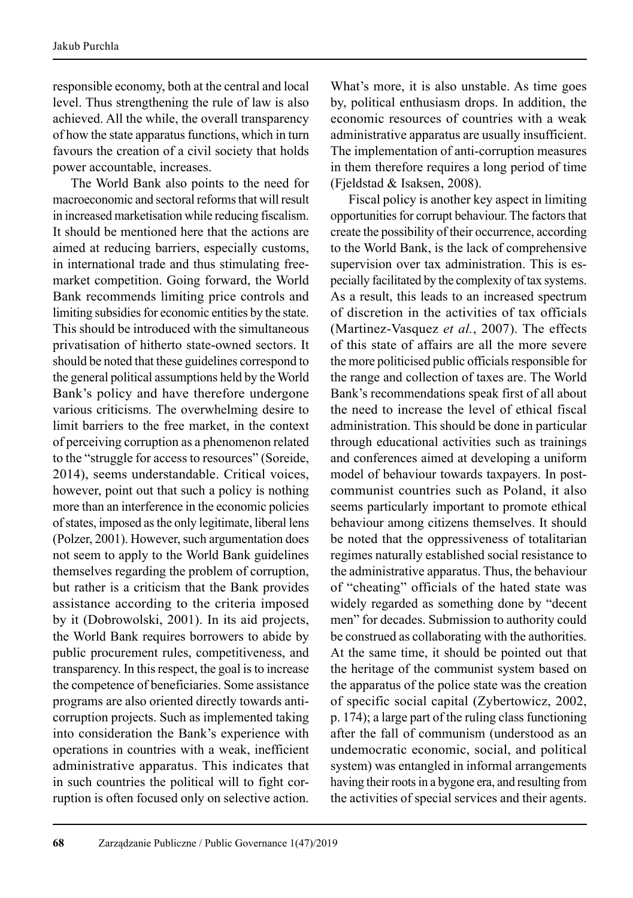responsible economy, both at the central and local level. Thus strengthening the rule of law is also achieved. All the while, the overall transparency of how the state apparatus functions, which in turn favours the creation of a civil society that holds power accountable, increases.

The World Bank also points to the need for macroeconomic and sectoral reforms that will result in increased marketisation while reducing fiscalism. It should be mentioned here that the actions are aimed at reducing barriers, especially customs, in international trade and thus stimulating free-market competition. Going forward, the World Bank recommends limiting price controls and limiting subsidies for economic entities by the state. This should be introduced with the simultaneous privatisation of hitherto state-owned sectors. It should be noted that these guidelines correspond to the general political assumptions held by the World Bank's policy and have therefore undergone various criticisms. The overwhelming desire to limit barriers to the free market, in the context of perceiving corruption as a phenomenon related to the "struggle for access to resources" (Soreide, 2014), seems understandable. Critical voices, however, point out that such a policy is nothing more than an interference in the economic policies of states, imposed as the only legitimate, liberal lens (Polzer, 2001). However, such argumentation does not seem to apply to the World Bank guidelines themselves regarding the problem of corruption, but rather is a criticism that the Bank provides assistance according to the criteria imposed by it (Dobrowolski, 2001). In its aid projects, the World Bank requires borrowers to abide by public procurement rules, competitiveness, and transparency. In this respect, the goal is to increase the competence of beneficiaries. Some assistance programs are also oriented directly towards anti-corruption projects. Such as implemented taking into consideration the Bank's experience with operations in countries with a weak, inefficient administrative apparatus. This indicates that in such countries the political will to fight corruption is often focused only on selective action. What's more, it is also unstable. As time goes by, political enthusiasm drops. In addition, the economic resources of countries with a weak administrative apparatus are usually insufficient. The implementation of anti-corruption measures in them therefore requires a long period of time (Fjeldstad & Isaksen, 2008).

Fiscal policy is another key aspect in limiting opportunities for corrupt behaviour. The factors that create the possibility of their occurrence, according to the World Bank, is the lack of comprehensive supervision over tax administration. This is especially facilitated by the complexity of tax systems. As a result, this leads to an increased spectrum of discretion in the activities of tax officials (Martinez-Vasquez *et al.*, 2007). The effects of this state of affairs are all the more severe the more politicised public officials responsible for the range and collection of taxes are. The World Bank's recommendations speak first of all about the need to increase the level of ethical fiscal administration. This should be done in particular through educational activities such as trainings and conferences aimed at developing a uniform model of behaviour towards taxpayers. In post-communist countries such as Poland, it also seems particularly important to promote ethical behaviour among citizens themselves. It should be noted that the oppressiveness of totalitarian regimes naturally established social resistance to the administrative apparatus. Thus, the behaviour of "cheating" officials of the hated state was widely regarded as something done by "decent men" for decades. Submission to authority could be construed as collaborating with the authorities. At the same time, it should be pointed out that the heritage of the communist system based on the apparatus of the police state was the creation of specific social capital (Zybertowicz, 2002, p. 174); a large part of the ruling class functioning after the fall of communism (understood as an undemocratic economic, social, and political system) was entangled in informal arrangements having their roots in a bygone era, and resulting from the activities of special services and their agents.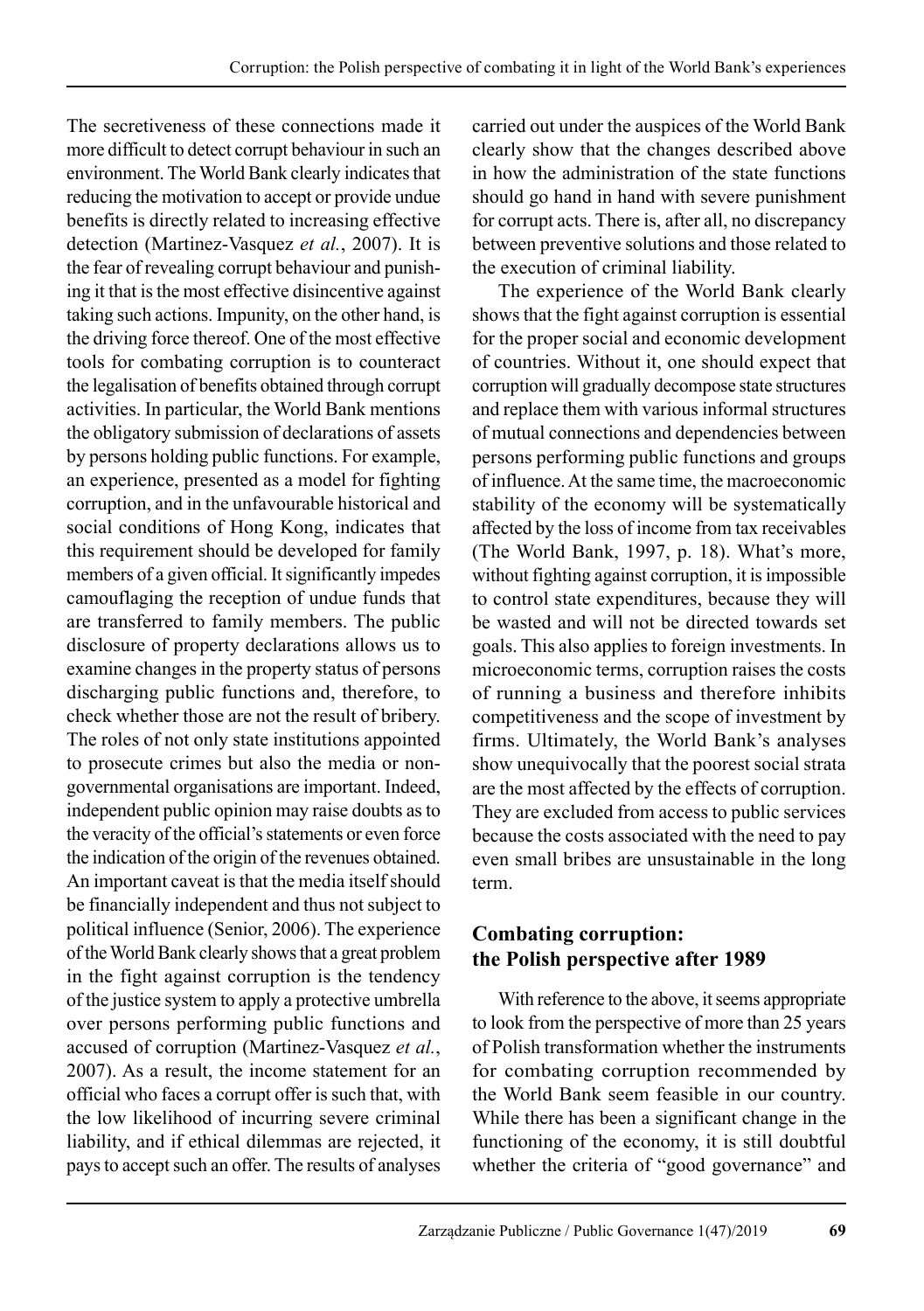The secretiveness of these connections made it more difficult to detect corrupt behaviour in such an environment. The World Bank clearly indicates that reducing the motivation to accept or provide undue benefits is directly related to increasing effective detection (Martinez-Vasquez *et al.*, 2007). It is the fear of revealing corrupt behaviour and punishing it that is the most effective disincentive against taking such actions. Impunity, on the other hand, is the driving force thereof. One of the most effective tools for combating corruption is to counteract the legalisation of benefits obtained through corrupt activities. In particular, the World Bank mentions the obligatory submission of declarations of assets by persons holding public functions. For example, an experience, presented as a model for fighting corruption, and in the unfavourable historical and social conditions of Hong Kong, indicates that this requirement should be developed for family members of a given official. It significantly impedes camouflaging the reception of undue funds that are transferred to family members. The public disclosure of property declarations allows us to examine changes in the property status of persons discharging public functions and, therefore, to check whether those are not the result of bribery. The roles of not only state institutions appointed to prosecute crimes but also the media or non-governmental organisations are important. Indeed, independent public opinion may raise doubts as to the veracity of the official's statements or even force the indication of the origin of the revenues obtained. An important caveat is that the media itself should be financially independent and thus not subject to political influence (Senior, 2006). The experience of the World Bank clearly shows that a great problem in the fight against corruption is the tendency of the justice system to apply a protective umbrella over persons performing public functions and accused of corruption (Martinez-Vasquez *et al.*, 2007). As a result, the income statement for an official who faces a corrupt offer is such that, with the low likelihood of incurring severe criminal liability, and if ethical dilemmas are rejected, it pays to accept such an offer. The results of analyses carried out under the auspices of the World Bank clearly show that the changes described above in how the administration of the state functions should go hand in hand with severe punishment for corrupt acts. There is, after all, no discrepancy between preventive solutions and those related to the execution of criminal liability.

The experience of the World Bank clearly shows that the fight against corruption is essential for the proper social and economic development of countries. Without it, one should expect that corruption will gradually decompose state structures and replace them with various informal structures of mutual connections and dependencies between persons performing public functions and groups of influence. At the same time, the macroeconomic stability of the economy will be systematically affected by the loss of income from tax receivables (The World Bank, 1997, p. 18). What's more, without fighting against corruption, it is impossible to control state expenditures, because they will be wasted and will not be directed towards set goals. This also applies to foreign investments. In microeconomic terms, corruption raises the costs of running a business and therefore inhibits competitiveness and the scope of investment by firms. Ultimately, the World Bank's analyses show unequivocally that the poorest social strata are the most affected by the effects of corruption. They are excluded from access to public services because the costs associated with the need to pay even small bribes are unsustainable in the long term.

## Combating corruption: the Polish perspective after 1989

With reference to the above, it seems appropriate to look from the perspective of more than 25 years of Polish transformation whether the instruments for combating corruption recommended by the World Bank seem feasible in our country. While there has been a significant change in the functioning of the economy, it is still doubtful whether the criteria of "good governance" and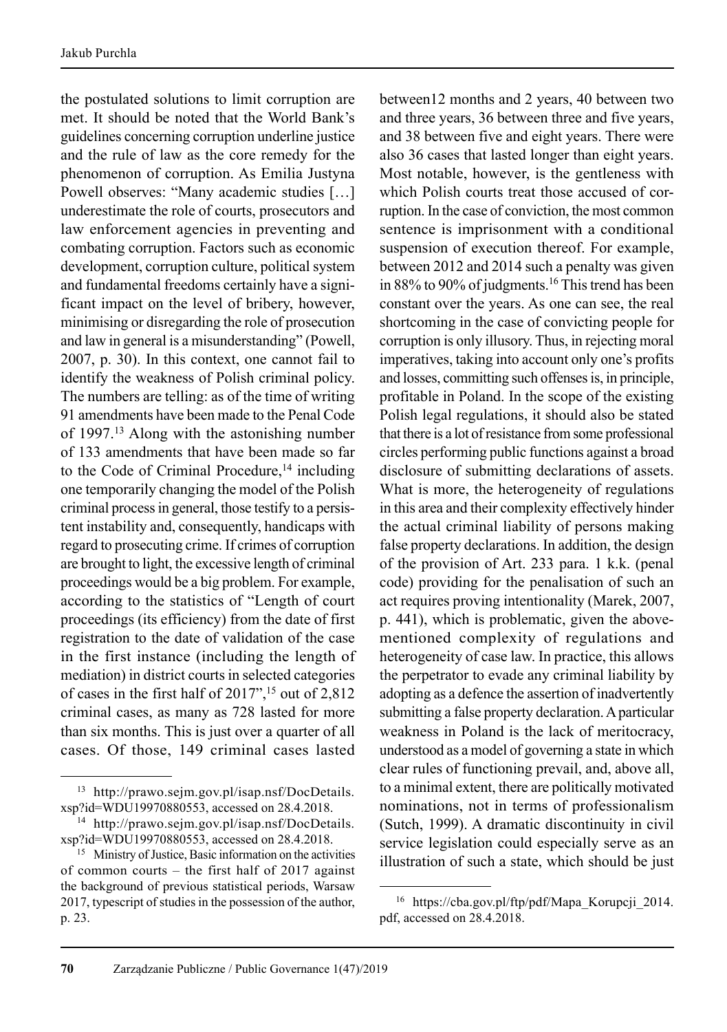the postulated solutions to limit corruption are met. It should be noted that the World Bank's guidelines concerning corruption underline justice and the rule of law as the core remedy for the phenomenon of corruption. As Emilia Justyna Powell observes: "Many academic studies […] underestimate the role of courts, prosecutors and law enforcement agencies in preventing and combating corruption. Factors such as economic development, corruption culture, political system and fundamental freedoms certainly have a significant impact on the level of bribery, however, minimising or disregarding the role of prosecution and law in general is a misunderstanding" (Powell, 2007, p. 30). In this context, one cannot fail to identify the weakness of Polish criminal policy. The numbers are telling: as of the time of writing 91 amendments have been made to the Penal Code of 1997.[13] Along with the astonishing number of 133 amendments that have been made so far to the Code of Criminal Procedure,[14] including one temporarily changing the model of the Polish criminal process in general, those testify to a persistent instability and, consequently, handicaps with regard to prosecuting crime. If crimes of corruption are brought to light, the excessive length of criminal proceedings would be a big problem. For example, according to the statistics of "Length of court proceedings (its efficiency) from the date of first registration to the date of validation of the case in the first instance (including the length of mediation) in district courts in selected categories of cases in the first half of 2017",[15] out of 2,812 criminal cases, as many as 728 lasted for more than six months. This is just over a quarter of all cases. Of those, 149 criminal cases lasted between12 months and 2 years, 40 between two and three years, 36 between three and five years, and 38 between five and eight years. There were also 36 cases that lasted longer than eight years. Most notable, however, is the gentleness with which Polish courts treat those accused of corruption. In the case of conviction, the most common sentence is imprisonment with a conditional suspension of execution thereof. For example, between 2012 and 2014 such a penalty was given in 88% to 90% of judgments.[16] This trend has been constant over the years. As one can see, the real shortcoming in the case of convicting people for corruption is only illusory. Thus, in rejecting moral imperatives, taking into account only one's profits and losses, committing such offenses is, in principle, profitable in Poland. In the scope of the existing Polish legal regulations, it should also be stated that there is a lot of resistance from some professional circles performing public functions against a broad disclosure of submitting declarations of assets. What is more, the heterogeneity of regulations in this area and their complexity effectively hinder the actual criminal liability of persons making false property declarations. In addition, the design of the provision of Art. 233 para. 1 k.k. (penal code) providing for the penalisation of such an act requires proving intentionality (Marek, 2007, p. 441), which is problematic, given the above-mentioned complexity of regulations and heterogeneity of case law. In practice, this allows the perpetrator to evade any criminal liability by adopting as a defence the assertion of inadvertently submitting a false property declaration. A particular weakness in Poland is the lack of meritocracy, understood as a model of governing a state in which clear rules of functioning prevail, and, above all, to a minimal extent, there are politically motivated nominations, not in terms of professionalism (Sutch, 1999). A dramatic discontinuity in civil service legislation could especially serve as an illustration of such a state, which should be just

---

[13] http://prawo.sejm.gov.pl/isap.nsf/DocDetails.xsp?id=WDU19970880553, accessed on 28.4.2018.

[14] http://prawo.sejm.gov.pl/isap.nsf/DocDetails.xsp?id=WDU19970880553, accessed on 28.4.2018.

[15] Ministry of Justice, Basic information on the activities of common courts – the first half of 2017 against the background of previous statistical periods, Warsaw 2017, typescript of studies in the possession of the author, p. 23.

[16] https://cba.gov.pl/ftp/pdf/Mapa_Korupcji_2014.pdf, accessed on 28.4.2018.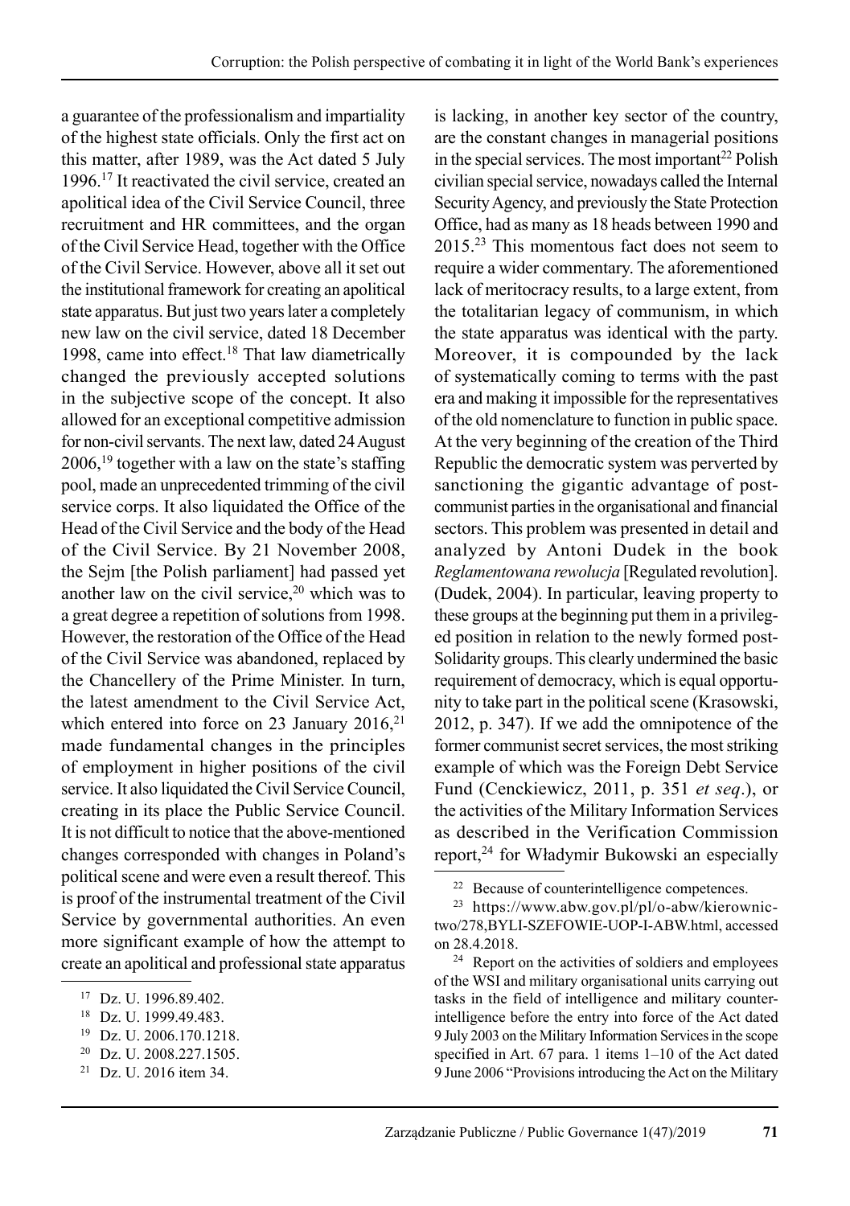a guarantee of the professionalism and impartiality of the highest state officials. Only the first act on this matter, after 1989, was the Act dated 5 July 1996.[17] It reactivated the civil service, created an apolitical idea of the Civil Service Council, three recruitment and HR committees, and the organ of the Civil Service Head, together with the Office of the Civil Service. However, above all it set out the institutional framework for creating an apolitical state apparatus. But just two years later a completely new law on the civil service, dated 18 December 1998, came into effect.[18] That law diametrically changed the previously accepted solutions in the subjective scope of the concept. It also allowed for an exceptional competitive admission for non-civil servants. The next law, dated 24 August 2006,[19] together with a law on the state's staffing pool, made an unprecedented trimming of the civil service corps. It also liquidated the Office of the Head of the Civil Service and the body of the Head of the Civil Service. By 21 November 2008, the Sejm [the Polish parliament] had passed yet another law on the civil service,[20] which was to a great degree a repetition of solutions from 1998. However, the restoration of the Office of the Head of the Civil Service was abandoned, replaced by the Chancellery of the Prime Minister. In turn, the latest amendment to the Civil Service Act, which entered into force on 23 January 2016,[21] made fundamental changes in the principles of employment in higher positions of the civil service. It also liquidated the Civil Service Council, creating in its place the Public Service Council. It is not difficult to notice that the above-mentioned changes corresponded with changes in Poland's political scene and were even a result thereof. This is proof of the instrumental treatment of the Civil Service by governmental authorities. An even more significant example of how the attempt to create an apolitical and professional state apparatus is lacking, in another key sector of the country, are the constant changes in managerial positions in the special services. The most important[22] Polish civilian special service, nowadays called the Internal Security Agency, and previously the State Protection Office, had as many as 18 heads between 1990 and 2015.[23] This momentous fact does not seem to require a wider commentary. The aforementioned lack of meritocracy results, to a large extent, from the totalitarian legacy of communism, in which the state apparatus was identical with the party. Moreover, it is compounded by the lack of systematically coming to terms with the past era and making it impossible for the representatives of the old nomenclature to function in public space. At the very beginning of the creation of the Third Republic the democratic system was perverted by sanctioning the gigantic advantage of post-communist parties in the organisational and financial sectors. This problem was presented in detail and analyzed by Antoni Dudek in the book *Reglamentowana rewolucja* [Regulated revolution]. (Dudek, 2004). In particular, leaving property to these groups at the beginning put them in a privileged position in relation to the newly formed post-Solidarity groups. This clearly undermined the basic requirement of democracy, which is equal opportunity to take part in the political scene (Krasowski, 2012, p. 347). If we add the omnipotence of the former communist secret services, the most striking example of which was the Foreign Debt Service Fund (Cenckiewicz, 2011, p. 351 *et seq*.), or the activities of the Military Information Services as described in the Verification Commission report,[24] for Władymir Bukowski an especially

---

[17] Dz. U. 1996.89.402.

[18] Dz. U. 1999.49.483.

[19] Dz. U. 2006.170.1218.

[20] Dz. U. 2008.227.1505.

[21] Dz. U. 2016 item 34.

[22] Because of counterintelligence competences.

[23] https://www.abw.gov.pl/pl/o-abw/kierownictwo/278,BYLI-SZEFOWIE-UOP-I-ABW.html, accessed on 28.4.2018.

[24] Report on the activities of soldiers and employees of the WSI and military organisational units carrying out tasks in the field of intelligence and military counter-intelligence before the entry into force of the Act dated 9 July 2003 on the Military Information Services in the scope specified in Art. 67 para. 1 items 1–10 of the Act dated 9 June 2006 "Provisions introducing the Act on the Military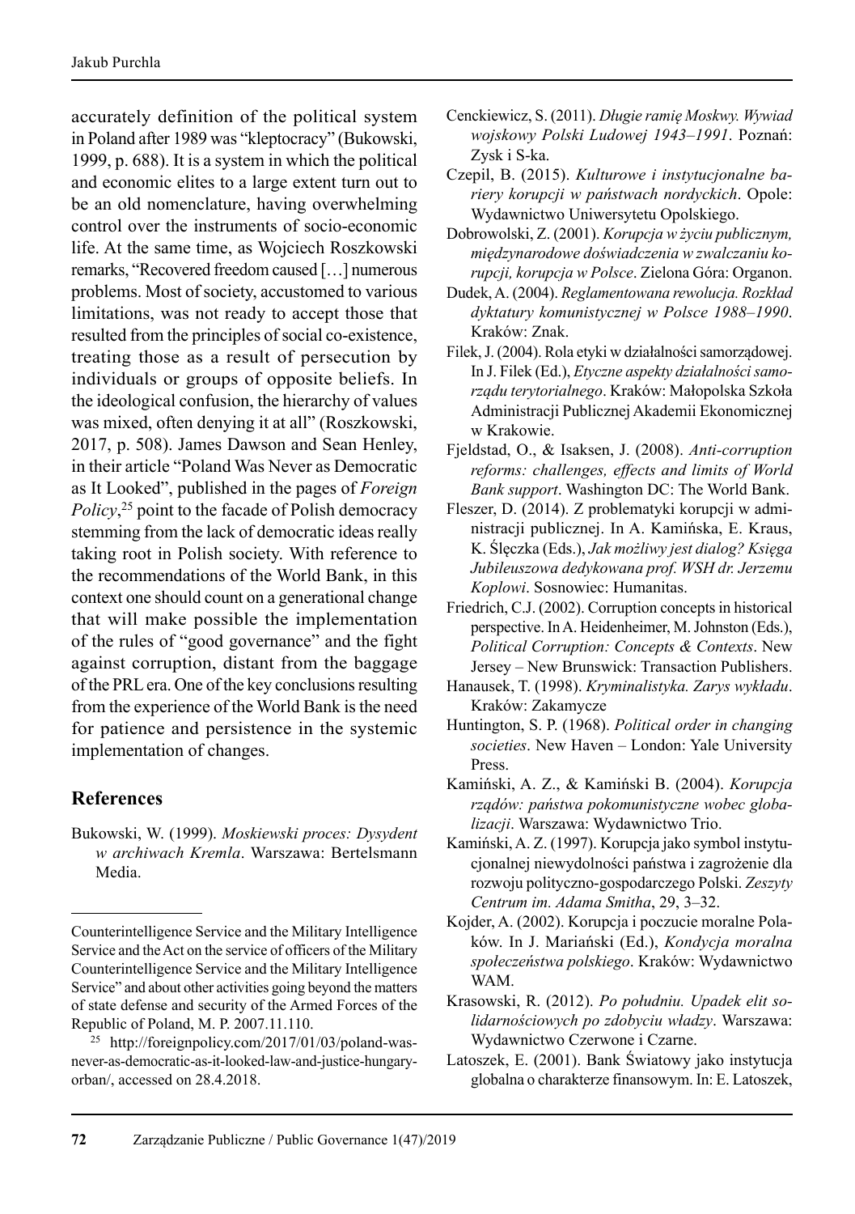accurately definition of the political system in Poland after 1989 was "kleptocracy" (Bukowski, 1999, p. 688). It is a system in which the political and economic elites to a large extent turn out to be an old nomenclature, having overwhelming control over the instruments of socio-economic life. At the same time, as Wojciech Roszkowski remarks, "Recovered freedom caused […] numerous problems. Most of society, accustomed to various limitations, was not ready to accept those that resulted from the principles of social co-existence, treating those as a result of persecution by individuals or groups of opposite beliefs. In the ideological confusion, the hierarchy of values was mixed, often denying it at all" (Roszkowski, 2017, p. 508). James Dawson and Sean Henley, in their article "Poland Was Never as Democratic as It Looked", published in the pages of *Foreign Policy*,[25] point to the facade of Polish democracy stemming from the lack of democratic ideas really taking root in Polish society. With reference to the recommendations of the World Bank, in this context one should count on a generational change that will make possible the implementation of the rules of "good governance" and the fight against corruption, distant from the baggage of the PRL era. One of the key conclusions resulting from the experience of the World Bank is the need for patience and persistence in the systemic implementation of changes.

## References

Bukowski, W. (1999). *Moskiewski proces: Dysydent w archiwach Kremla*. Warszawa: Bertelsmann Media.

Cenckiewicz, S. (2011). *Długie ramię Moskwy. Wywiad wojskowy Polski Ludowej 1943–1991*. Poznań: Zysk i S-ka.

Czepil, B. (2015). *Kulturowe i instytucjonalne bariery korupcji w państwach nordyckich*. Opole: Wydawnictwo Uniwersytetu Opolskiego.

Dobrowolski, Z. (2001). *Korupcja w życiu publicznym, międzynarodowe doświadczenia w zwalczaniu korupcji, korupcja w Polsce*. Zielona Góra: Organon.

Dudek, A. (2004). *Reglamentowana rewolucja. Rozkład dyktatury komunistycznej w Polsce 1988–1990*. Kraków: Znak.

Filek, J. (2004). Rola etyki w działalności samorządowej. In J. Filek (Ed.), *Etyczne aspekty działalności samorządu terytorialnego*. Kraków: Małopolska Szkoła Administracji Publicznej Akademii Ekonomicznej w Krakowie.

Fjeldstad, O., & Isaksen, J. (2008). *Anti-corruption reforms: challenges, effects and limits of World Bank support*. Washington DC: The World Bank.

Fleszer, D. (2014). Z problematyki korupcji w administracji publicznej. In A. Kamińska, E. Kraus, K. Ślęczka (Eds.), *Jak możliwy jest dialog? Księga Jubileuszowa dedykowana prof. WSH dr. Jerzemu Koplowi*. Sosnowiec: Humanitas.

Friedrich, C.J. (2002). Corruption concepts in historical perspective. In A. Heidenheimer, M. Johnston (Eds.), *Political Corruption: Concepts & Contexts*. New Jersey – New Brunswick: Transaction Publishers.

Hanausek, T. (1998). *Kryminalistyka. Zarys wykładu*. Kraków: Zakamycze

Huntington, S. P. (1968). *Political order in changing societies*. New Haven – London: Yale University Press.

Kamiński, A. Z., & Kamiński B. (2004). *Korupcja rządów: państwa pokomunistyczne wobec globalizacji*. Warszawa: Wydawnictwo Trio.

Kamiński, A. Z. (1997). Korupcja jako symbol instytucjonalnej niewydolności państwa i zagrożenie dla rozwoju polityczno-gospodarczego Polski. *Zeszyty Centrum im. Adama Smitha*, 29, 3–32.

Kojder, A. (2002). Korupcja i poczucie moralne Polaków. In J. Mariański (Ed.), *Kondycja moralna społeczeństwa polskiego*. Kraków: Wydawnictwo WAM.

Krasowski, R. (2012). *Po południu. Upadek elit solidarnościowych po zdobyciu władzy*. Warszawa: Wydawnictwo Czerwone i Czarne.

Latoszek, E. (2001). Bank Światowy jako instytucja globalna o charakterze finansowym. In: E. Latoszek,

---

Counterintelligence Service and the Military Intelligence Service and the Act on the service of officers of the Military Counterintelligence Service and the Military Intelligence Service" and about other activities going beyond the matters of state defense and security of the Armed Forces of the Republic of Poland, M. P. 2007.11.110.

[25] http://foreignpolicy.com/2017/01/03/poland-was-never-as-democratic-as-it-looked-law-and-justice-hungary-orban/, accessed on 28.4.2018.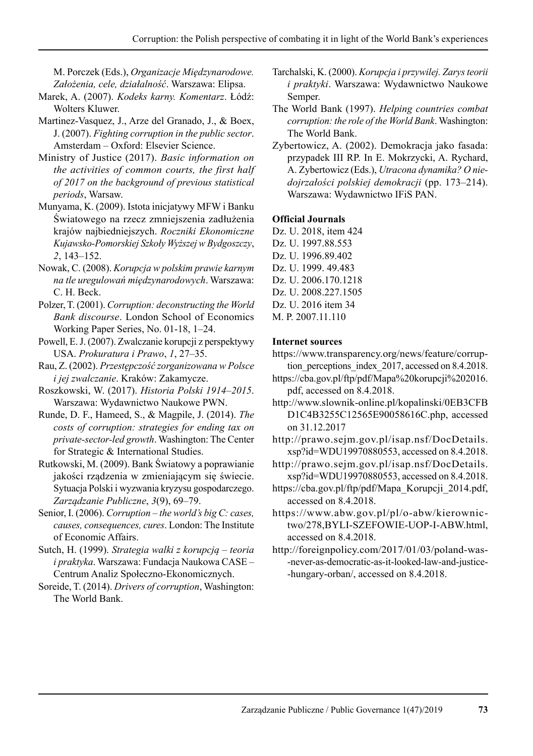M. Porczek (Eds.), *Organizacje Międzynarodowe. Założenia, cele, działalność*. Warszawa: Elipsa.

Marek, A. (2007). *Kodeks karny. Komentarz*. Łódź: Wolters Kluwer.

Martinez-Vasquez, J., Arze del Granado, J., & Boex, J. (2007). *Fighting corruption in the public sector*. Amsterdam – Oxford: Elsevier Science.

Ministry of Justice (2017). *Basic information on the activities of common courts, the first half of 2017 on the background of previous statistical periods*, Warsaw.

Munyama, K. (2009). Istota inicjatywy MFW i Banku Światowego na rzecz zmniejszenia zadłużenia krajów najbiedniejszych. *Roczniki Ekonomiczne Kujawsko-Pomorskiej Szkoły Wyższej w Bydgoszczy*, *2*, 143–152.

Nowak, C. (2008). *Korupcja w polskim prawie karnym na tle uregulowań międzynarodowych*. Warszawa: C. H. Beck.

Polzer, T. (2001). *Corruption: deconstructing the World Bank discourse*. London School of Economics Working Paper Series, No. 01-18, 1–24.

Powell, E. J. (2007). Zwalczanie korupcji z perspektywy USA. *Prokuratura i Prawo*, *1*, 27–35.

Rau, Z. (2002). *Przestępczość zorganizowana w Polsce i jej zwalczanie*. Kraków: Zakamycze.

Roszkowski, W. (2017). *Historia Polski 1914–2015*. Warszawa: Wydawnictwo Naukowe PWN.

Runde, D. F., Hameed, S., & Magpile, J. (2014). *The costs of corruption: strategies for ending tax on private-sector-led growth*. Washington: The Center for Strategic & International Studies.

Rutkowski, M. (2009). Bank Światowy a poprawianie jakości rządzenia w zmieniającym się świecie. Sytuacja Polski i wyzwania kryzysu gospodarczego. *Zarządzanie Publiczne*, *3*(9), 69–79.

Senior, I. (2006). *Corruption – the world's big C: cases, causes, consequences, cures*. London: The Institute of Economic Affairs.

Sutch, H. (1999). *Strategia walki z korupcją – teoria i praktyka*. Warszawa: Fundacja Naukowa CASE – Centrum Analiz Społeczno-Ekonomicznych.

Soreide, T. (2014). *Drivers of corruption*, Washington: The World Bank.

Tarchalski, K. (2000). *Korupcja i przywilej. Zarys teorii i praktyki*. Warszawa: Wydawnictwo Naukowe Semper.

The World Bank (1997). *Helping countries combat corruption: the role of the World Bank*. Washington: The World Bank.

Zybertowicz, A. (2002). Demokracja jako fasada: przypadek III RP. In E. Mokrzycki, A. Rychard, A. Zybertowicz (Eds.), *Utracona dynamika? O niedojrzałości polskiej demokracji* (pp. 173–214). Warszawa: Wydawnictwo IFiS PAN.

**Official Journals**

Dz. U. 2018, item 424
Dz. U. 1997.88.553
Dz. U. 1996.89.402
Dz. U. 1999. 49.483
Dz. U. 2006.170.1218
Dz. U. 2008.227.1505
Dz. U. 2016 item 34
M. P. 2007.11.110

**Internet sources**

https://www.transparency.org/news/feature/corruption_perceptions_index_2017, accessed on 8.4.2018.

https://cba.gov.pl/ftp/pdf/Mapa%20korupcji%202016.pdf, accessed on 8.4.2018.

http://www.slownik-online.pl/kopalinski/0EB3CFBD1C4B3255C12565E90058616C.php, accessed on 31.12.2017

http://prawo.sejm.gov.pl/isap.nsf/DocDetails.xsp?id=WDU19970880553, accessed on 8.4.2018.

http://prawo.sejm.gov.pl/isap.nsf/DocDetails.xsp?id=WDU19970880553, accessed on 8.4.2018.

https://cba.gov.pl/ftp/pdf/Mapa_Korupcji_2014.pdf, accessed on 8.4.2018.

https://www.abw.gov.pl/pl/o-abw/kierownictwo/278,BYLI-SZEFOWIE-UOP-I-ABW.html, accessed on 8.4.2018.

http://foreignpolicy.com/2017/01/03/poland-was-never-as-democratic-as-it-looked-law-and-justice-hungary-orban/, accessed on 8.4.2018.